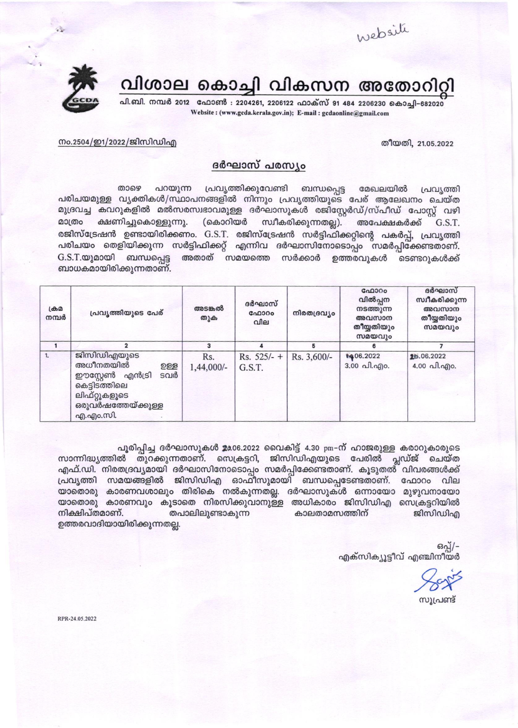website

# വിശാല കൊച്ചി വികസന അതോറിറ്റി

പി.ബി. നമ്പർ 2012 ഫോൺ : 2204261, 2206122 ഫാക്സ് 91 484 2206230 കൊച്ചി-682020
Website : (www.gcda.kerala.gov.in); E-mail : gcdaonline@gmail.com

നം.2504/ഇ1/2022/ജിസിഡിഎ

തീയതി, 21.05.2022

## ദർഘാസ് പരസ്യം

താഴെ പറയുന്ന പ്രവൃത്തിക്കുവേണ്ടി ബന്ധപ്പെട്ട മേഖലയിൽ പ്രവൃത്തി പരിചയമുള്ള വ്യക്തികൾ/സ്ഥാപനങ്ങളിൽ നിന്നും പ്രവൃത്തിയുടെ പേര് ആലേഖനം ചെയ്ത മുദ്രവച്ച കവറുകളിൽ മൽസരസ്വഭാവമുള്ള ദർഘാസുകൾ രജിസ്റ്റേർഡ്/സ്പീഡ് പോസ്റ്റ് വഴി മാത്രം ക്ഷണിച്ചുകൊള്ളുന്നു. (കൊറിയർ സ്വീകരിക്കുന്നതല്ല). അപേക്ഷകർക്ക് G.S.T. രജിസ്ട്രേഷൻ ഉണ്ടായിരിക്കണം. G.S.T. രജിസ്ട്രേഷൻ സർട്ടിഫിക്കറ്റിന്റെ പകർപ്പ്, പ്രവൃത്തി പരിചയം തെളിയിക്കുന്ന സർട്ടിഫിക്കറ്റ് എന്നിവ ദർഘാസിനോടൊപ്പം സമർപ്പിക്കേണ്ടതാണ്. G.S.T.യുമായി ബന്ധപ്പെട്ട അതാത് സമയത്തെ സർക്കാർ ഉത്തരവുകൾ ടെണ്ടറുകൾക്ക് ബാധകമായിരിക്കുന്നതാണ്.

| ക്രമ നമ്പർ | പ്രവൃത്തിയുടെ പേര് | അടങ്കൽ തുക | ദർഘാസ് ഫോറം വില | നിരതദ്രവ്യം | ഫോറം വിൽപ്പന നടത്തുന്ന അവസാന തീയ്യതിയും സമയവും | ദർഘാസ് സ്വീകരിക്കുന്ന അവസാന തീയ്യതിയും സമയവും |
|---|---|---|---|---|---|---|
| 1 | 2 | 3 | 4 | 5 | 6 | 7 |
| 1. | ജിസിഡിഎയുടെ അധീനതയിൽ ഉള്ള ഈസ്റ്റേൺ എൻട്രി ടവർ കെട്ടിടത്തിലെ ലിഫ്റ്റുകളുടെ ഒരുവർഷത്തേയ്ക്കുള്ള എ.എം.സി. | Rs. 1,44,000/- | Rs. 525/- + G.S.T. | Rs. 3,600/- | 14.06.2022 3.00 പി.എം. | 25.06.2022 4.00 പി.എം. |

പൂരിപ്പിച്ച ദർഘാസുകൾ 25.06.2022 വൈകിട്ട് 4.30 pm-ന് ഹാജരുള്ള കരാറുകാരുടെ സാന്നിദ്ധ്യത്തിൽ തുറക്കുന്നതാണ്. സെക്രട്ടറി, ജിസിഡിഎയുടെ പേരിൽ പ്ലഡ്ജ് ചെയ്ത എഫ്.ഡി. നിരതദ്രവ്യമായി ദർഘാസിനോടൊപ്പം സമർപ്പിക്കേണ്ടതാണ്. കൂടുതൽ വിവരങ്ങൾക്ക് പ്രവൃത്തി സമയങ്ങളിൽ ജിസിഡിഎ ഓഫീസുമായി ബന്ധപ്പെടേണ്ടതാണ്. ഫോറം വില യാതൊരു കാരണവശാലും തിരികെ നൽകുന്നതല്ല. ദർഘാസുകൾ ഒന്നായോ മുഴുവനായോ യാതൊരു കാരണവും കൂടാതെ നിരസിക്കുവാനുള്ള അധികാരം ജിസിഡിഎ സെക്രട്ടറിയിൽ നിക്ഷിപ്തമാണ്. തപാലിലുണ്ടാകുന്ന കാലതാമസത്തിന് ജിസിഡിഎ ഉത്തരവാദിയായിരിക്കുന്നതല്ല.

ഒപ്പ്/-
എക്സിക്യൂട്ടീവ് എഞ്ചിനീയർ

സൂപ്രണ്ട്

RPR-24.05.2022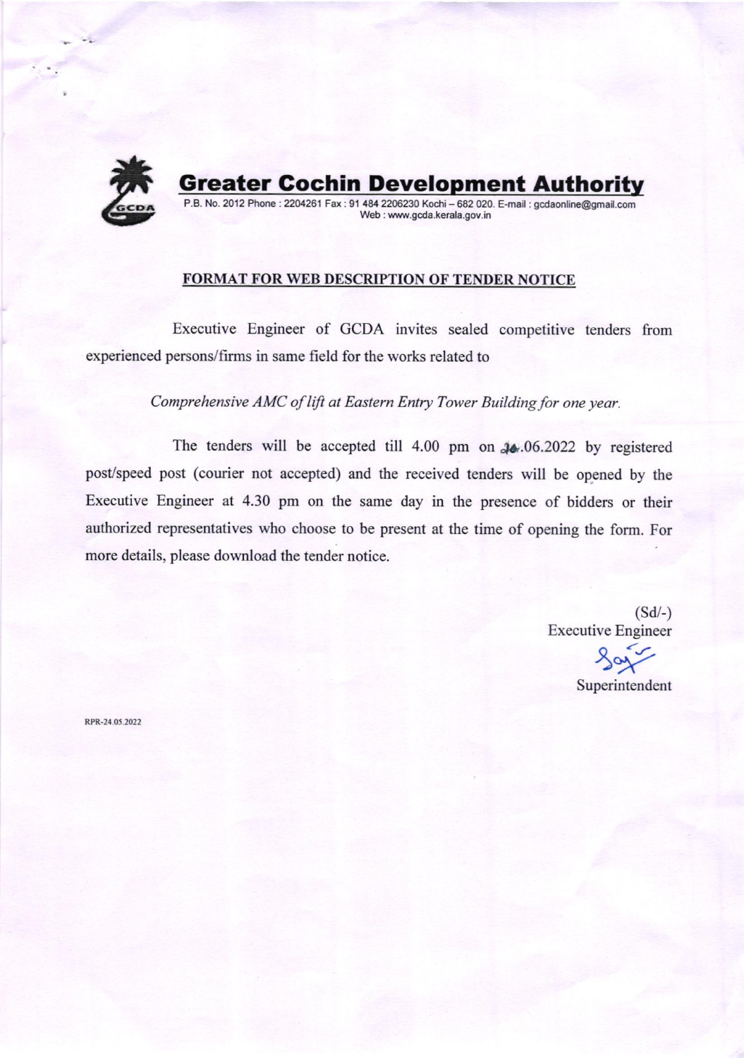# Greater Cochin Development Authority

P.B. No. 2012 Phone : 2204261 Fax : 91 484 2206230 Kochi – 682 020. E-mail : gcdaonline@gmail.com
Web : www.gcda.kerala.gov.in

## FORMAT FOR WEB DESCRIPTION OF TENDER NOTICE

Executive Engineer of GCDA invites sealed competitive tenders from experienced persons/firms in same field for the works related to

*Comprehensive AMC of lift at Eastern Entry Tower Building for one year.*

The tenders will be accepted till 4.00 pm on 14.06.2022 by registered post/speed post (courier not accepted) and the received tenders will be opened by the Executive Engineer at 4.30 pm on the same day in the presence of bidders or their authorized representatives who choose to be present at the time of opening the form. For more details, please download the tender notice.

(Sd/-)
Executive Engineer

Superintendent

RPR-24.05.2022